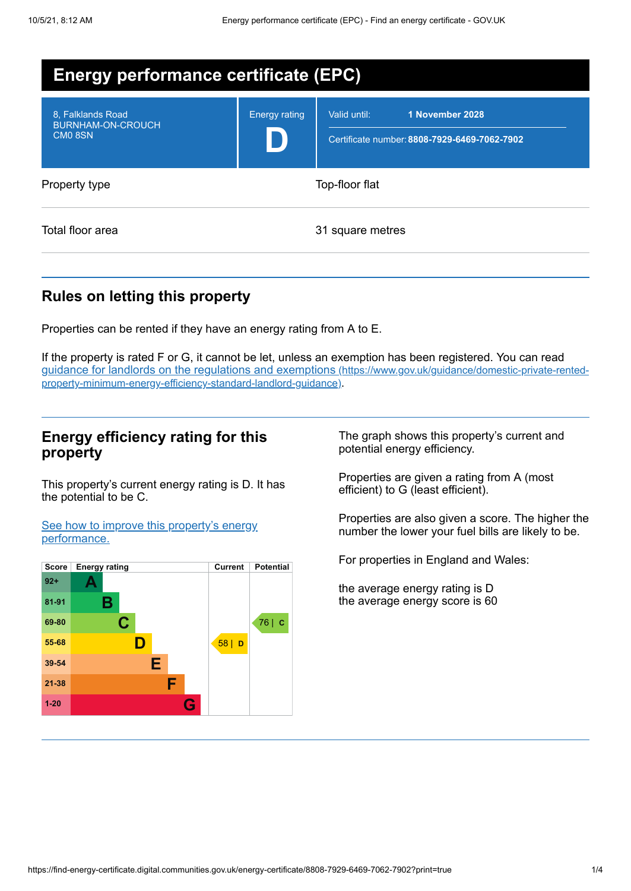# Energy performance certificate (EPC)

| | | |
|---|---|---|
| 8, Falklands Road<br>BURNHAM-ON-CROUCH<br>CM0 8SN | Energy rating<br>**D** | Valid until: **1 November 2028**<br>Certificate number: **8808-7929-6469-7062-7902** |

| | |
|---|---|
| Property type | Top-floor flat |
| Total floor area | 31 square metres |

## Rules on letting this property

Properties can be rented if they have an energy rating from A to E.

If the property is rated F or G, it cannot be let, unless an exemption has been registered. You can read [guidance for landlords on the regulations and exemptions (https://www.gov.uk/guidance/domestic-private-rented-property-minimum-energy-efficiency-standard-landlord-guidance)](https://www.gov.uk/guidance/domestic-private-rented-property-minimum-energy-efficiency-standard-landlord-guidance).

## Energy efficiency rating for this property

This property's current energy rating is D. It has the potential to be C.

[See how to improve this property's energy performance.]()

| Score | Energy rating | Current | Potential |
|---|---|---|---|
| 92+ | A | | |
| 81-91 | B | | |
| 69-80 | C | | 76 \| C |
| 55-68 | D | 58 \| D | |
| 39-54 | E | | |
| 21-38 | F | | |
| 1-20 | G | | |

The graph shows this property's current and potential energy efficiency.

Properties are given a rating from A (most efficient) to G (least efficient).

Properties are also given a score. The higher the number the lower your fuel bills are likely to be.

For properties in England and Wales:

the average energy rating is D
the average energy score is 60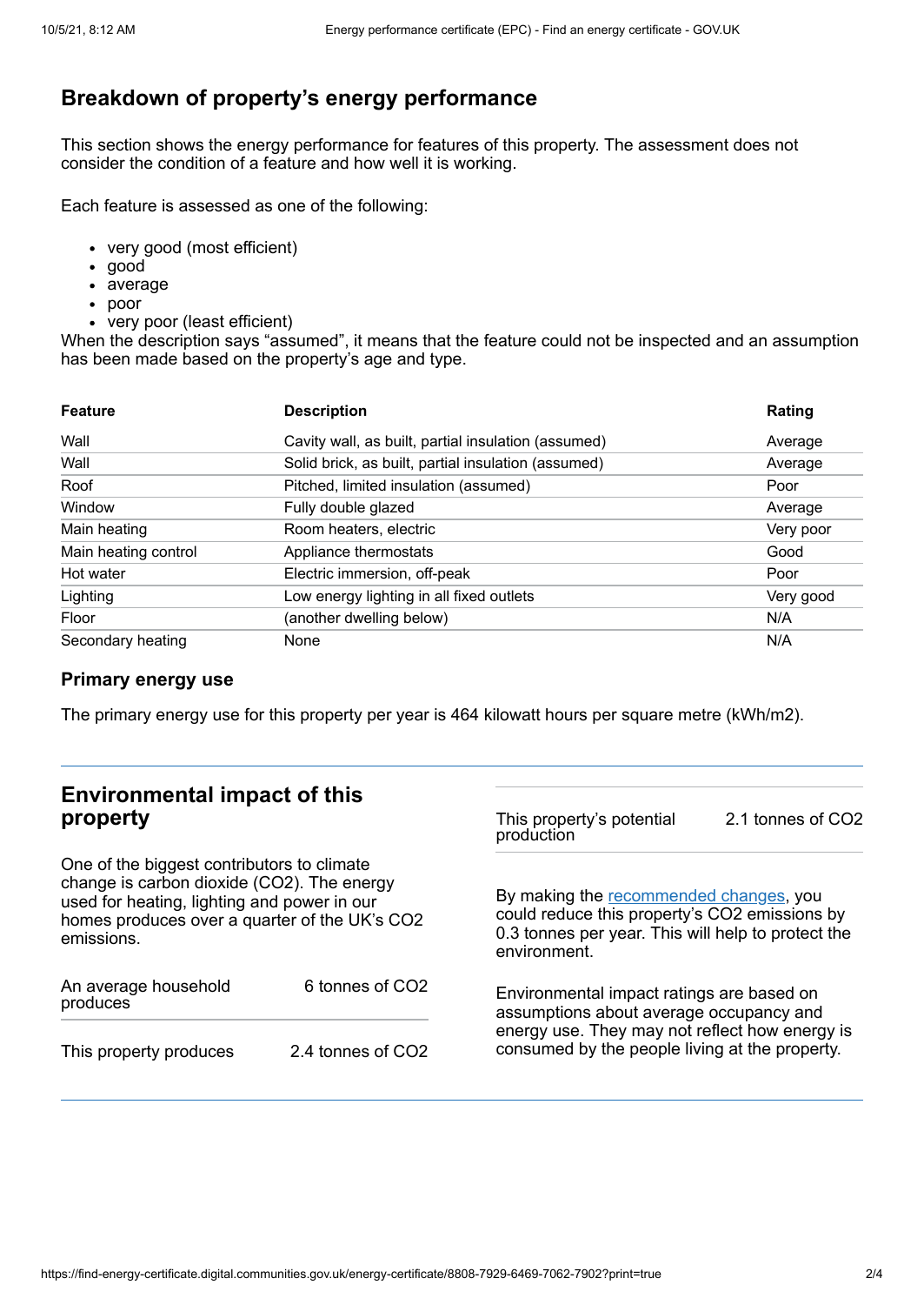## Breakdown of property's energy performance

This section shows the energy performance for features of this property. The assessment does not consider the condition of a feature and how well it is working.

Each feature is assessed as one of the following:

- very good (most efficient)
- good
- average
- poor
- very poor (least efficient)

When the description says "assumed", it means that the feature could not be inspected and an assumption has been made based on the property's age and type.

| Feature | Description | Rating |
|---|---|---|
| Wall | Cavity wall, as built, partial insulation (assumed) | Average |
| Wall | Solid brick, as built, partial insulation (assumed) | Average |
| Roof | Pitched, limited insulation (assumed) | Poor |
| Window | Fully double glazed | Average |
| Main heating | Room heaters, electric | Very poor |
| Main heating control | Appliance thermostats | Good |
| Hot water | Electric immersion, off-peak | Poor |
| Lighting | Low energy lighting in all fixed outlets | Very good |
| Floor | (another dwelling below) | N/A |
| Secondary heating | None | N/A |

### Primary energy use

The primary energy use for this property per year is 464 kilowatt hours per square metre (kWh/m2).

## Environmental impact of this property

One of the biggest contributors to climate change is carbon dioxide ($CO_2$). The energy used for heating, lighting and power in our homes produces over a quarter of the UK's $CO_2$ emissions.

| | |
|---|---|
| An average household produces | 6 tonnes of $CO_2$ |
| This property produces | 2.4 tonnes of $CO_2$ |
| This property's potential production | 2.1 tonnes of $CO_2$ |

By making the recommended changes, you could reduce this property's $CO_2$ emissions by 0.3 tonnes per year. This will help to protect the environment.

Environmental impact ratings are based on assumptions about average occupancy and energy use. They may not reflect how energy is consumed by the people living at the property.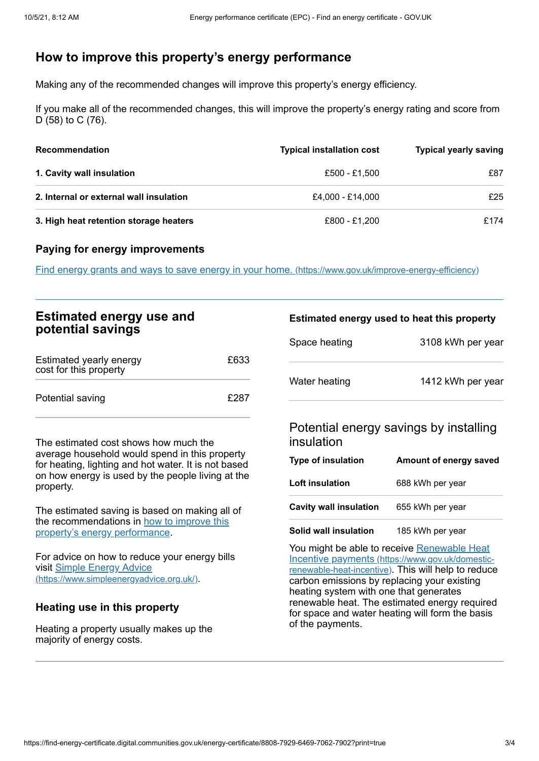## How to improve this property's energy performance

Making any of the recommended changes will improve this property's energy efficiency.

If you make all of the recommended changes, this will improve the property's energy rating and score from D (58) to C (76).

| Recommendation | Typical installation cost | Typical yearly saving |
|---|---|---|
| **1. Cavity wall insulation** | £500 - £1,500 | £87 |
| **2. Internal or external wall insulation** | £4,000 - £14,000 | £25 |
| **3. High heat retention storage heaters** | £800 - £1,200 | £174 |

### Paying for energy improvements

[Find energy grants and ways to save energy in your home. (https://www.gov.uk/improve-energy-efficiency)](https://www.gov.uk/improve-energy-efficiency)

## Estimated energy use and potential savings

| | |
|---|---|
| Estimated yearly energy cost for this property | £633 |
| Potential saving | £287 |

The estimated cost shows how much the average household would spend in this property for heating, lighting and hot water. It is not based on how energy is used by the people living at the property.

The estimated saving is based on making all of the recommendations in [how to improve this property's energy performance](#how-to-improve-this-propertys-energy-performance).

For advice on how to reduce your energy bills visit [Simple Energy Advice (https://www.simpleenergyadvice.org.uk/)](https://www.simpleenergyadvice.org.uk/).

### Heating use in this property

Heating a property usually makes up the majority of energy costs.

### Estimated energy used to heat this property

| | |
|---|---|
| Space heating | 3108 kWh per year |
| Water heating | 1412 kWh per year |

### Potential energy savings by installing insulation

| Type of insulation | Amount of energy saved |
|---|---|
| **Loft insulation** | 688 kWh per year |
| **Cavity wall insulation** | 655 kWh per year |
| **Solid wall insulation** | 185 kWh per year |

You might be able to receive [Renewable Heat Incentive payments (https://www.gov.uk/domestic-renewable-heat-incentive)](https://www.gov.uk/domestic-renewable-heat-incentive). This will help to reduce carbon emissions by replacing your existing heating system with one that generates renewable heat. The estimated energy required for space and water heating will form the basis of the payments.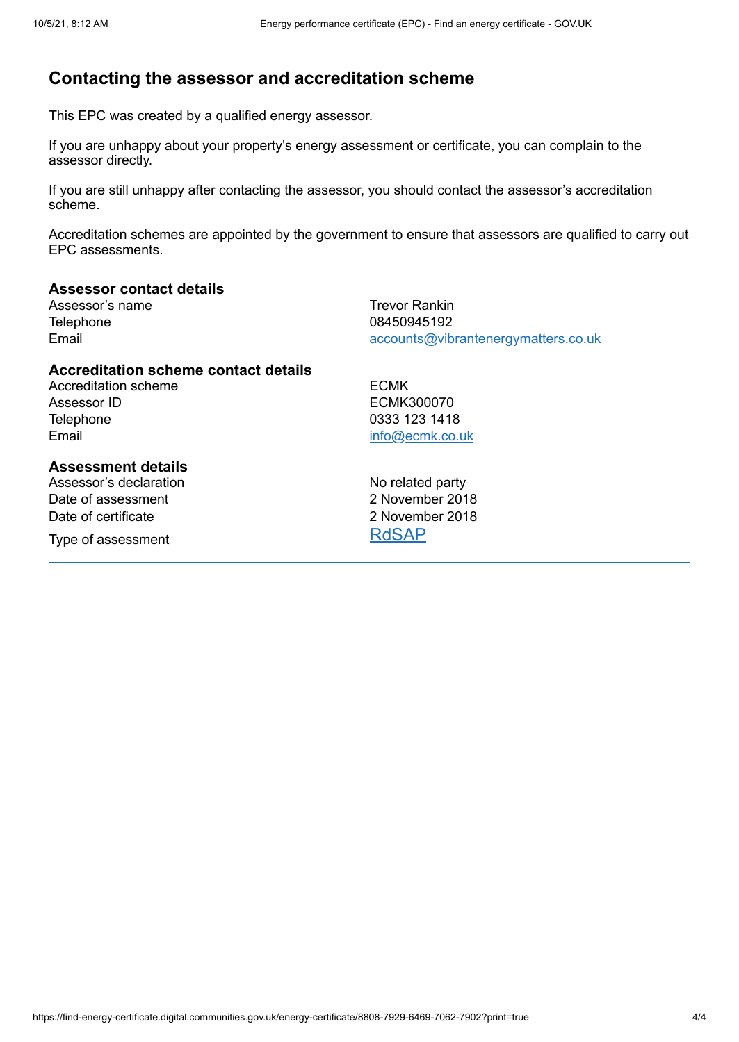## Contacting the assessor and accreditation scheme

This EPC was created by a qualified energy assessor.

If you are unhappy about your property's energy assessment or certificate, you can complain to the assessor directly.

If you are still unhappy after contacting the assessor, you should contact the assessor's accreditation scheme.

Accreditation schemes are appointed by the government to ensure that assessors are qualified to carry out EPC assessments.

### Assessor contact details

| | |
|---|---|
| Assessor's name | Trevor Rankin |
| Telephone | 08450945192 |
| Email | accounts@vibrantenergymatters.co.uk |

### Accreditation scheme contact details

| | |
|---|---|
| Accreditation scheme | ECMK |
| Assessor ID | ECMK300070 |
| Telephone | 0333 123 1418 |
| Email | info@ecmk.co.uk |

### Assessment details

| | |
|---|---|
| Assessor's declaration | No related party |
| Date of assessment | 2 November 2018 |
| Date of certificate | 2 November 2018 |
| Type of assessment | RdSAP |